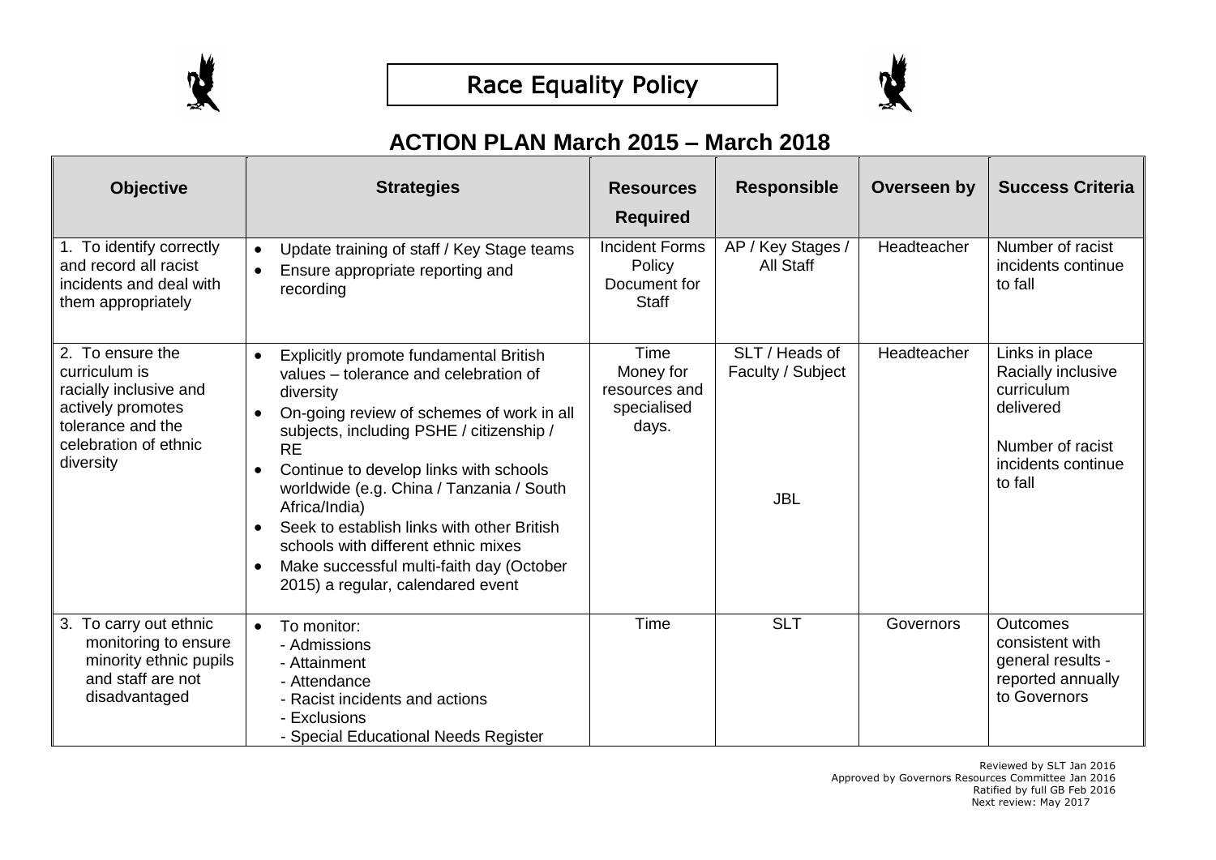# Race Equality Policy

## ACTION PLAN March 2015 – March 2018

| Objective | Strategies | Resources Required | Responsible | Overseen by | Success Criteria |
|---|---|---|---|---|---|
| 1. To identify correctly and record all racist incidents and deal with them appropriately | • Update training of staff / Key Stage teams<br>• Ensure appropriate reporting and recording | Incident Forms<br>Policy Document for Staff | AP / Key Stages / All Staff | Headteacher | Number of racist incidents continue to fall |
| 2. To ensure the curriculum is racially inclusive and actively promotes tolerance and the celebration of ethnic diversity | • Explicitly promote fundamental British values – tolerance and celebration of diversity<br>• On-going review of schemes of work in all subjects, including PSHE / citizenship / RE<br>• Continue to develop links with schools worldwide (e.g. China / Tanzania / South Africa/India)<br>• Seek to establish links with other British schools with different ethnic mixes<br>• Make successful multi-faith day (October 2015) a regular, calendared event | Time<br>Money for resources and specialised days. | SLT / Heads of Faculty / Subject<br><br>JBL | Headteacher | Links in place<br>Racially inclusive curriculum delivered<br><br>Number of racist incidents continue to fall |
| 3. To carry out ethnic monitoring to ensure minority ethnic pupils and staff are not disadvantaged | • To monitor:<br>- Admissions<br>- Attainment<br>- Attendance<br>- Racist incidents and actions<br>- Exclusions<br>- Special Educational Needs Register | Time | SLT | Governors | Outcomes consistent with general results - reported annually to Governors |

Reviewed by SLT Jan 2016
Approved by Governors Resources Committee Jan 2016
Ratified by full GB Feb 2016
Next review: May 2017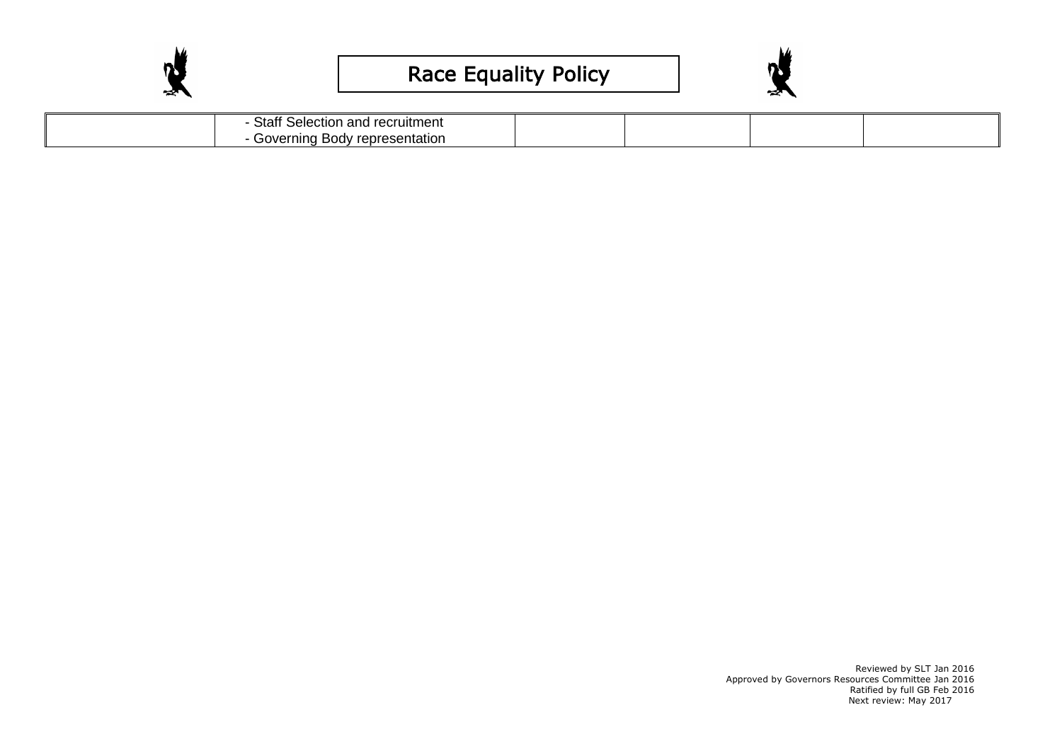| | | | | | |
|---|---|---|---|---|---|
| | - Staff Selection and recruitment<br>- Governing Body representation | | | | |

Reviewed by SLT Jan 2016
Approved by Governors Resources Committee Jan 2016
Ratified by full GB Feb 2016
Next review: May 2017